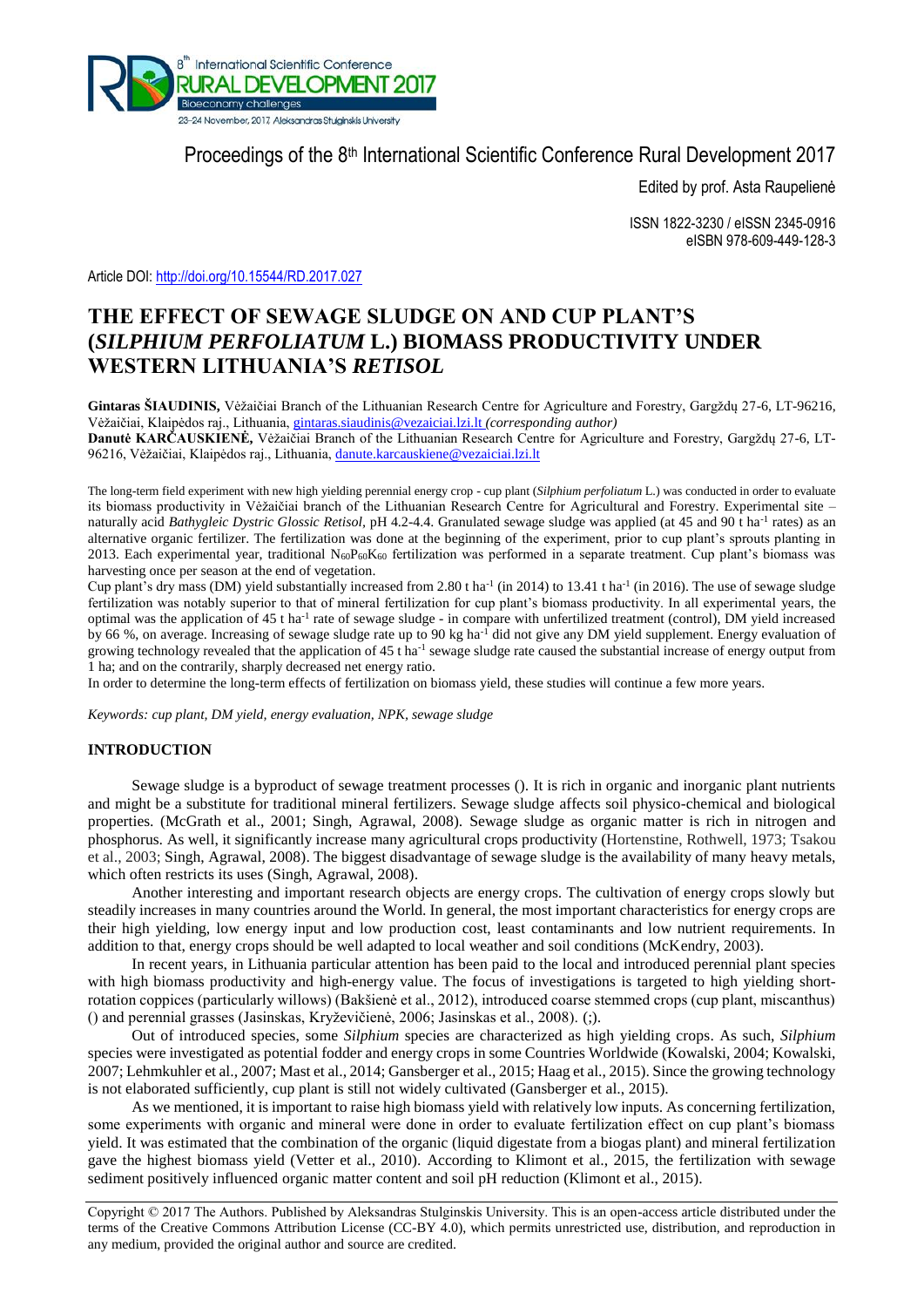Proceedings of the 8th International Scientific Conference Rural Development 2017

Edited by prof. Asta Raupelienė

ISSN 1822-3230 / eISSN 2345-0916
eISBN 978-609-449-128-3

Article DOI: http://doi.org/10.15544/RD.2017.027

# THE EFFECT OF SEWAGE SLUDGE ON AND CUP PLANT'S (*SILPHIUM PERFOLIATUM* L.) BIOMASS PRODUCTIVITY UNDER WESTERN LITHUANIA'S *RETISOL*

**Gintaras ŠIAUDINIS,** Vėžaičiai Branch of the Lithuanian Research Centre for Agriculture and Forestry, Gargždų 27-6, LT-96216, Vėžaičiai, Klaipėdos raj., Lithuania, gintaras.siaudinis@vezaiciai.lzi.lt *(corresponding author)*
**Danutė KARČAUSKIENĖ,** Vėžaičiai Branch of the Lithuanian Research Centre for Agriculture and Forestry, Gargždų 27-6, LT-96216, Vėžaičiai, Klaipėdos raj., Lithuania, danute.karcauskiene@vezaiciai.lzi.lt

The long-term field experiment with new high yielding perennial energy crop - cup plant (*Silphium perfoliatum* L.) was conducted in order to evaluate its biomass productivity in Vėžaičiai branch of the Lithuanian Research Centre for Agricultural and Forestry. Experimental site – naturally acid *Bathygleic Dystric Glossic Retisol,* pH 4.2-4.4. Granulated sewage sludge was applied (at 45 and 90 t ha$^{-1}$ rates) as an alternative organic fertilizer. The fertilization was done at the beginning of the experiment, prior to cup plant's sprouts planting in 2013. Each experimental year, traditional $N_{60}P_{60}K_{60}$ fertilization was performed in a separate treatment. Cup plant's biomass was harvesting once per season at the end of vegetation.

Cup plant's dry mass (DM) yield substantially increased from 2.80 t ha$^{-1}$ (in 2014) to 13.41 t ha$^{-1}$ (in 2016). The use of sewage sludge fertilization was notably superior to that of mineral fertilization for cup plant's biomass productivity. In all experimental years, the optimal was the application of 45 t ha$^{-1}$ rate of sewage sludge - in compare with unfertilized treatment (control), DM yield increased by 66 %, on average. Increasing of sewage sludge rate up to 90 kg ha$^{-1}$ did not give any DM yield supplement. Energy evaluation of growing technology revealed that the application of 45 t ha$^{-1}$ sewage sludge rate caused the substantial increase of energy output from 1 ha; and on the contrarily, sharply decreased net energy ratio.

In order to determine the long-term effects of fertilization on biomass yield, these studies will continue a few more years.

*Keywords: cup plant, DM yield, energy evaluation, NPK, sewage sludge*

## INTRODUCTION

Sewage sludge is a byproduct of sewage treatment processes (). It is rich in organic and inorganic plant nutrients and might be a substitute for traditional mineral fertilizers. Sewage sludge affects soil physico-chemical and biological properties. (McGrath et al., 2001; Singh, Agrawal, 2008). Sewage sludge as organic matter is rich in nitrogen and phosphorus. As well, it significantly increase many agricultural crops productivity (Hortenstine, Rothwell, 1973; Tsakou et al., 2003; Singh, Agrawal, 2008). The biggest disadvantage of sewage sludge is the availability of many heavy metals, which often restricts its uses (Singh, Agrawal, 2008).

Another interesting and important research objects are energy crops. The cultivation of energy crops slowly but steadily increases in many countries around the World. In general, the most important characteristics for energy crops are their high yielding, low energy input and low production cost, least contaminants and low nutrient requirements. In addition to that, energy crops should be well adapted to local weather and soil conditions (McKendry, 2003).

In recent years, in Lithuania particular attention has been paid to the local and introduced perennial plant species with high biomass productivity and high-energy value. The focus of investigations is targeted to high yielding short-rotation coppices (particularly willows) (Bakšienė et al., 2012), introduced coarse stemmed crops (cup plant, miscanthus) () and perennial grasses (Jasinskas, Kryževičienė, 2006; Jasinskas et al., 2008). (;).

Out of introduced species, some *Silphium* species are characterized as high yielding crops. As such, *Silphium* species were investigated as potential fodder and energy crops in some Countries Worldwide (Kowalski, 2004; Kowalski, 2007; Lehmkuhler et al., 2007; Mast et al., 2014; Gansberger et al., 2015; Haag et al., 2015). Since the growing technology is not elaborated sufficiently, cup plant is still not widely cultivated (Gansberger et al., 2015).

As we mentioned, it is important to raise high biomass yield with relatively low inputs. As concerning fertilization, some experiments with organic and mineral were done in order to evaluate fertilization effect on cup plant's biomass yield. It was estimated that the combination of the organic (liquid digestate from a biogas plant) and mineral fertilization gave the highest biomass yield (Vetter et al., 2010). According to Klimont et al., 2015, the fertilization with sewage sediment positively influenced organic matter content and soil pH reduction (Klimont et al., 2015).

Copyright © 2017 The Authors. Published by Aleksandras Stulginskis University. This is an open-access article distributed under the terms of the Creative Commons Attribution License (CC-BY 4.0), which permits unrestricted use, distribution, and reproduction in any medium, provided the original author and source are credited.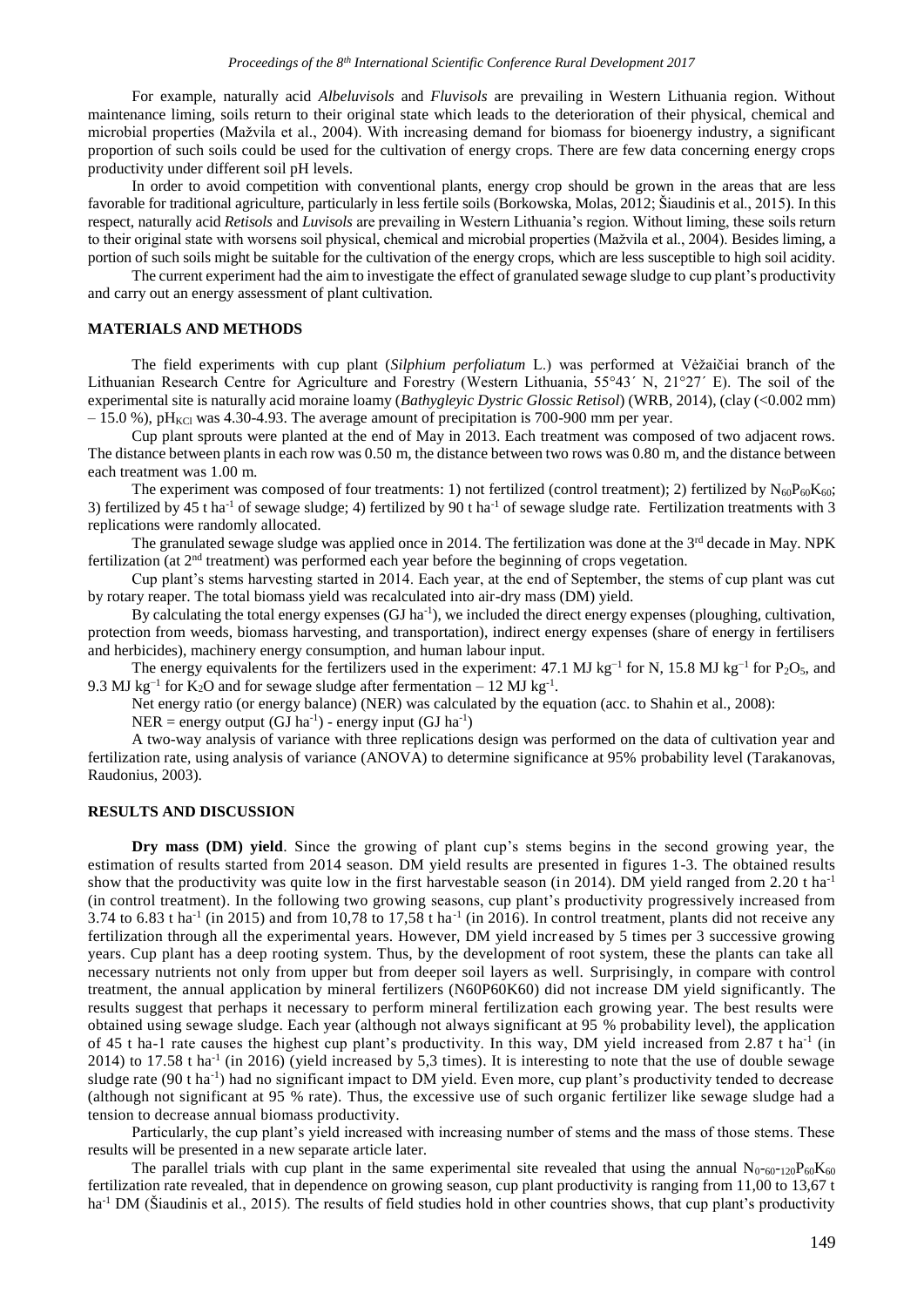For example, naturally acid *Albeluvisols* and *Fluvisols* are prevailing in Western Lithuania region. Without maintenance liming, soils return to their original state which leads to the deterioration of their physical, chemical and microbial properties (Mažvila et al., 2004). With increasing demand for biomass for bioenergy industry, a significant proportion of such soils could be used for the cultivation of energy crops. There are few data concerning energy crops productivity under different soil pH levels.

In order to avoid competition with conventional plants, energy crop should be grown in the areas that are less favorable for traditional agriculture, particularly in less fertile soils (Borkowska, Molas, 2012; Šiaudinis et al., 2015). In this respect, naturally acid *Retisols* and *Luvisols* are prevailing in Western Lithuania's region. Without liming, these soils return to their original state with worsens soil physical, chemical and microbial properties (Mažvila et al., 2004). Besides liming, a portion of such soils might be suitable for the cultivation of the energy crops, which are less susceptible to high soil acidity.

The current experiment had the aim to investigate the effect of granulated sewage sludge to cup plant's productivity and carry out an energy assessment of plant cultivation.

## MATERIALS AND METHODS

The field experiments with cup plant (*Silphium perfoliatum* L.) was performed at Vėžaičiai branch of the Lithuanian Research Centre for Agriculture and Forestry (Western Lithuania, 55°43´ N, 21°27´ E). The soil of the experimental site is naturally acid moraine loamy (*Bathygleyic Dystric Glossic Retisol*) (WRB, 2014), (clay (<0.002 mm) – 15.0 %), $pH_{KCl}$ was 4.30-4.93. The average amount of precipitation is 700-900 mm per year.

Cup plant sprouts were planted at the end of May in 2013. Each treatment was composed of two adjacent rows. The distance between plants in each row was 0.50 m, the distance between two rows was 0.80 m, and the distance between each treatment was 1.00 m.

The experiment was composed of four treatments: 1) not fertilized (control treatment); 2) fertilized by $N_{60}P_{60}K_{60}$; 3) fertilized by 45 t ha$^{-1}$ of sewage sludge; 4) fertilized by 90 t ha$^{-1}$ of sewage sludge rate. Fertilization treatments with 3 replications were randomly allocated.

The granulated sewage sludge was applied once in 2014. The fertilization was done at the 3rd decade in May. NPK fertilization (at 2nd treatment) was performed each year before the beginning of crops vegetation.

Cup plant's stems harvesting started in 2014. Each year, at the end of September, the stems of cup plant was cut by rotary reaper. The total biomass yield was recalculated into air-dry mass (DM) yield.

By calculating the total energy expenses (GJ ha$^{-1}$), we included the direct energy expenses (ploughing, cultivation, protection from weeds, biomass harvesting, and transportation), indirect energy expenses (share of energy in fertilisers and herbicides), machinery energy consumption, and human labour input.

The energy equivalents for the fertilizers used in the experiment: 47.1 MJ kg$^{-1}$ for N, 15.8 MJ kg$^{-1}$ for $P_2O_5$, and 9.3 MJ kg$^{-1}$ for $K_2O$ and for sewage sludge after fermentation – 12 MJ kg$^{-1}$.

Net energy ratio (or energy balance) (NER) was calculated by the equation (acc. to Shahin et al., 2008):

$$NER = \text{energy output (GJ ha}^{-1}\text{)} - \text{energy input (GJ ha}^{-1}\text{)}$$

A two-way analysis of variance with three replications design was performed on the data of cultivation year and fertilization rate, using analysis of variance (ANOVA) to determine significance at 95% probability level (Tarakanovas, Raudonius, 2003).

## RESULTS AND DISCUSSION

**Dry mass (DM) yield**. Since the growing of plant cup's stems begins in the second growing year, the estimation of results started from 2014 season. DM yield results are presented in figures 1-3. The obtained results show that the productivity was quite low in the first harvestable season (in 2014). DM yield ranged from 2.20 t ha$^{-1}$ (in control treatment). In the following two growing seasons, cup plant's productivity progressively increased from 3.74 to 6.83 t ha$^{-1}$ (in 2015) and from 10,78 to 17,58 t ha$^{-1}$ (in 2016). In control treatment, plants did not receive any fertilization through all the experimental years. However, DM yield increased by 5 times per 3 successive growing years. Cup plant has a deep rooting system. Thus, by the development of root system, these the plants can take all necessary nutrients not only from upper but from deeper soil layers as well. Surprisingly, in compare with control treatment, the annual application by mineral fertilizers (N60P60K60) did not increase DM yield significantly. The results suggest that perhaps it necessary to perform mineral fertilization each growing year. The best results were obtained using sewage sludge. Each year (although not always significant at 95 % probability level), the application of 45 t ha-1 rate causes the highest cup plant's productivity. In this way, DM yield increased from 2.87 t ha$^{-1}$ (in 2014) to 17.58 t ha$^{-1}$ (in 2016) (yield increased by 5,3 times). It is interesting to note that the use of double sewage sludge rate (90 t ha$^{-1}$) had no significant impact to DM yield. Even more, cup plant's productivity tended to decrease (although not significant at 95 % rate). Thus, the excessive use of such organic fertilizer like sewage sludge had a tension to decrease annual biomass productivity.

Particularly, the cup plant's yield increased with increasing number of stems and the mass of those stems. These results will be presented in a new separate article later.

The parallel trials with cup plant in the same experimental site revealed that using the annual $N_{0-60-120}P_{60}K_{60}$ fertilization rate revealed, that in dependence on growing season, cup plant productivity is ranging from 11,00 to 13,67 t ha$^{-1}$ DM (Šiaudinis et al., 2015). The results of field studies hold in other countries shows, that cup plant's productivity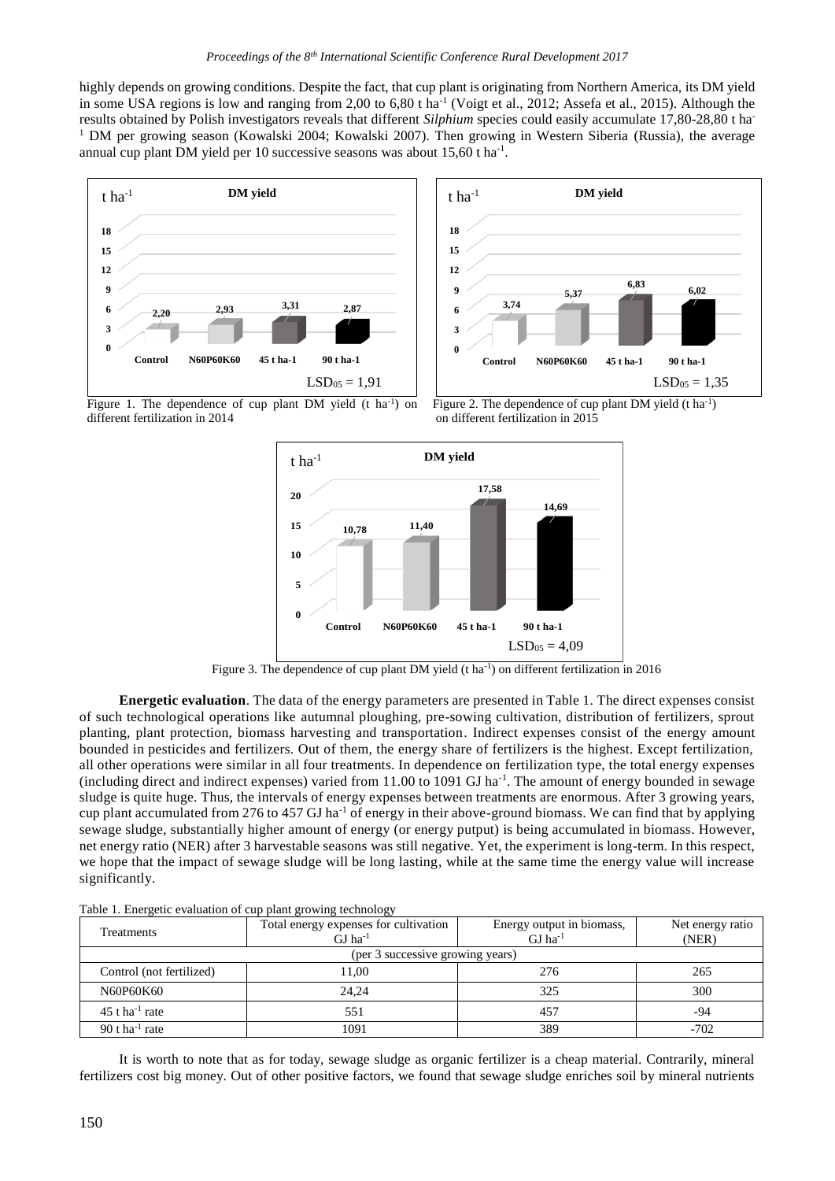highly depends on growing conditions. Despite the fact, that cup plant is originating from Northern America, its DM yield in some USA regions is low and ranging from 2,00 to 6,80 t ha$^{-1}$ (Voigt et al., 2012; Assefa et al., 2015). Although the results obtained by Polish investigators reveals that different *Silphium* species could easily accumulate 17,80-28,80 t ha$^{-1}$ DM per growing season (Kowalski 2004; Kowalski 2007). Then growing in Western Siberia (Russia), the average annual cup plant DM yield per 10 successive seasons was about 15,60 t ha$^{-1}$.

Figure 1. The dependence of cup plant DM yield (t ha$^{-1}$) on different fertilization in 2014

Figure 2. The dependence of cup plant DM yield (t ha$^{-1}$) on different fertilization in 2015

Figure 3. The dependence of cup plant DM yield (t ha$^{-1}$) on different fertilization in 2016

**Energetic evaluation**. The data of the energy parameters are presented in Table 1. The direct expenses consist of such technological operations like autumnal ploughing, pre-sowing cultivation, distribution of fertilizers, sprout planting, plant protection, biomass harvesting and transportation. Indirect expenses consist of the energy amount bounded in pesticides and fertilizers. Out of them, the energy share of fertilizers is the highest. Except fertilization, all other operations were similar in all four treatments. In dependence on fertilization type, the total energy expenses (including direct and indirect expenses) varied from 11.00 to 1091 GJ ha$^{-1}$. The amount of energy bounded in sewage sludge is quite huge. Thus, the intervals of energy expenses between treatments are enormous. After 3 growing years, cup plant accumulated from 276 to 457 GJ ha$^{-1}$ of energy in their above-ground biomass. We can find that by applying sewage sludge, substantially higher amount of energy (or energy putput) is being accumulated in biomass. However, net energy ratio (NER) after 3 harvestable seasons was still negative. Yet, the experiment is long-term. In this respect, we hope that the impact of sewage sludge will be long lasting, while at the same time the energy value will increase significantly.

Table 1. Energetic evaluation of cup plant growing technology

| Treatments | Total energy expenses for cultivation GJ ha$^{-1}$ | Energy output in biomass, GJ ha$^{-1}$ | Net energy ratio (NER) |
|---|---|---|---|
| (per 3 successive growing years) | | | |
| Control (not fertilized) | 11,00 | 276 | 265 |
| N60P60K60 | 24,24 | 325 | 300 |
| 45 t ha$^{-1}$ rate | 551 | 457 | -94 |
| 90 t ha$^{-1}$ rate | 1091 | 389 | -702 |

It is worth to note that as for today, sewage sludge as organic fertilizer is a cheap material. Contrarily, mineral fertilizers cost big money. Out of other positive factors, we found that sewage sludge enriches soil by mineral nutrients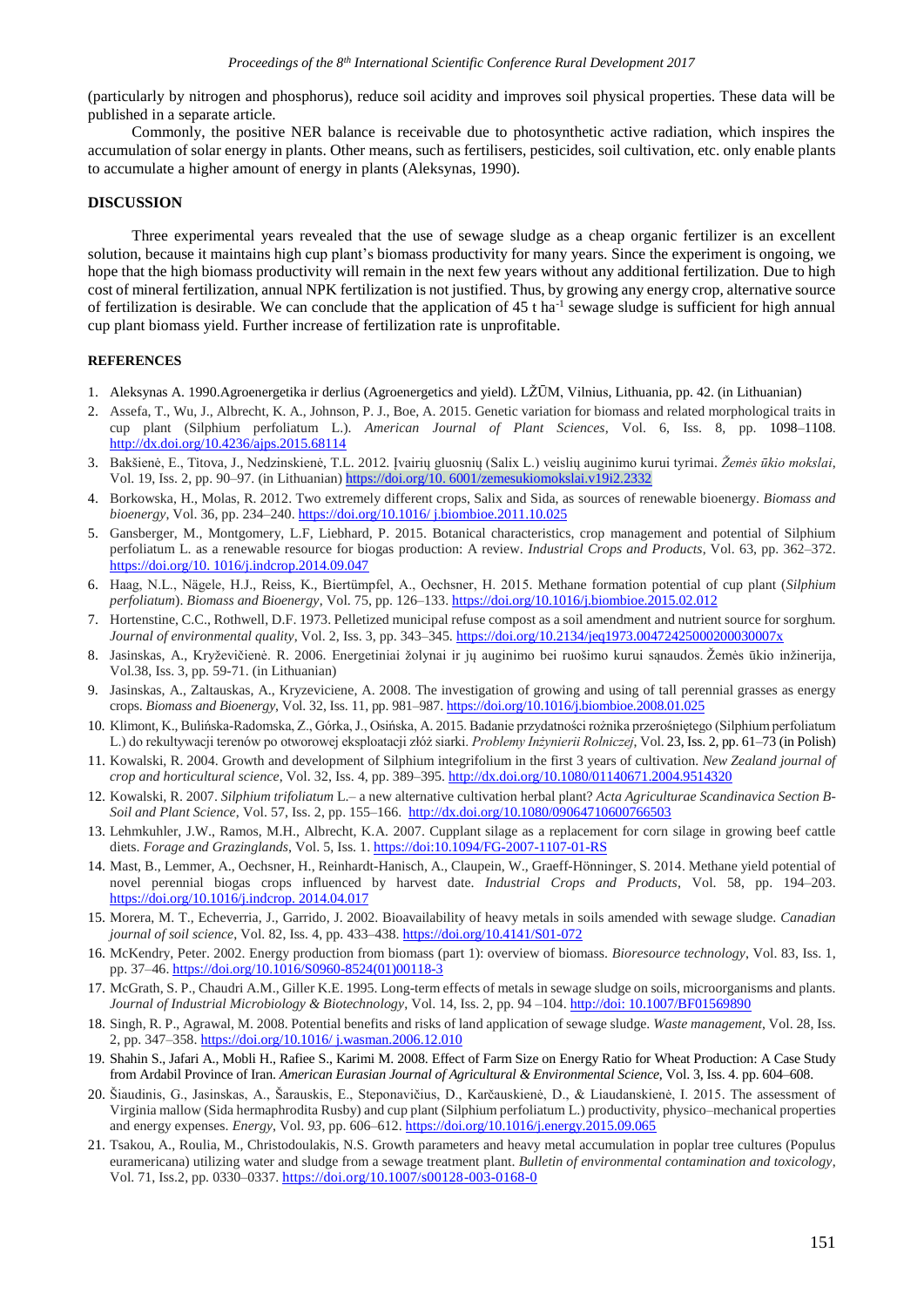(particularly by nitrogen and phosphorus), reduce soil acidity and improves soil physical properties. These data will be published in a separate article.

Commonly, the positive NER balance is receivable due to photosynthetic active radiation, which inspires the accumulation of solar energy in plants. Other means, such as fertilisers, pesticides, soil cultivation, etc. only enable plants to accumulate a higher amount of energy in plants (Aleksynas, 1990).

## DISCUSSION

Three experimental years revealed that the use of sewage sludge as a cheap organic fertilizer is an excellent solution, because it maintains high cup plant's biomass productivity for many years. Since the experiment is ongoing, we hope that the high biomass productivity will remain in the next few years without any additional fertilization. Due to high cost of mineral fertilization, annual NPK fertilization is not justified. Thus, by growing any energy crop, alternative source of fertilization is desirable. We can conclude that the application of 45 t ha$^{-1}$ sewage sludge is sufficient for high annual cup plant biomass yield. Further increase of fertilization rate is unprofitable.

## REFERENCES

1. Aleksynas A. 1990.Agroenergetika ir derlius (Agroenergetics and yield). LŽŪM, Vilnius, Lithuania, pp. 42. (in Lithuanian)
2. Assefa, T., Wu, J., Albrecht, K. A., Johnson, P. J., Boe, A. 2015. Genetic variation for biomass and related morphological traits in cup plant (Silphium perfoliatum L.). *American Journal of Plant Sciences*, Vol. 6, Iss. 8, pp. 1098–1108. http://dx.doi.org/10.4236/ajps.2015.68114
3. Bakšienė, E., Titova, J., Nedzinskienė, T.L. 2012. Įvairių gluosnių (Salix L.) veislių auginimo kurui tyrimai. *Žemės ūkio mokslai*, Vol. 19, Iss. 2, pp. 90–97. (in Lithuanian) https://doi.org/10. 6001/zemesukiomokslai.v19i2.2332
4. Borkowska, H., Molas, R. 2012. Two extremely different crops, Salix and Sida, as sources of renewable bioenergy. *Biomass and bioenergy*, Vol. 36, pp. 234–240. https://doi.org/10.1016/ j.biombioe.2011.10.025
5. Gansberger, M., Montgomery, L.F, Liebhard, P. 2015. Botanical characteristics, crop management and potential of Silphium perfoliatum L. as a renewable resource for biogas production: A review. *Industrial Crops and Products*, Vol. 63, pp. 362–372. https://doi.org/10. 1016/j.indcrop.2014.09.047
6. Haag, N.L., Nägele, H.J., Reiss, K., Biertümpfel, A., Oechsner, H. 2015. Methane formation potential of cup plant (*Silphium perfoliatum*). *Biomass and Bioenergy*, Vol. 75, pp. 126–133. https://doi.org/10.1016/j.biombioe.2015.02.012
7. Hortenstine, C.C., Rothwell, D.F. 1973. Pelletized municipal refuse compost as a soil amendment and nutrient source for sorghum. *Journal of environmental quality*, Vol. 2, Iss. 3, pp. 343–345. https://doi.org/10.2134/jeq1973.00472425000200030007x
8. Jasinskas, A., Kryževičienė. R. 2006. Energetiniai žolynai ir jų auginimo bei ruošimo kurui sąnaudos. Žemės ūkio inžinerija, Vol.38, Iss. 3, pp. 59-71. (in Lithuanian)
9. Jasinskas, A., Zaltauskas, A., Kryzeviciene, A. 2008. The investigation of growing and using of tall perennial grasses as energy crops. *Biomass and Bioenergy*, Vol. 32, Iss. 11, pp. 981–987. https://doi.org/10.1016/j.biombioe.2008.01.025
10. Klimont, K., Bulińska-Radomska, Z., Górka, J., Osińska, A. 2015. Badanie przydatności rożnika przerośniętego (Silphium perfoliatum L.) do rekultywacji terenów po otworowej eksploatacji złóż siarki. *Problemy Inżynierii Rolniczej*, Vol. 23, Iss. 2, pp. 61–73 (in Polish)
11. Kowalski, R. 2004. Growth and development of Silphium integrifolium in the first 3 years of cultivation. *New Zealand journal of crop and horticultural science*, Vol. 32, Iss. 4, pp. 389–395. http://dx.doi.org/10.1080/01140671.2004.9514320
12. Kowalski, R. 2007. *Silphium trifoliatum* L.– a new alternative cultivation herbal plant? *Acta Agriculturae Scandinavica Section B-Soil and Plant Science*, Vol. 57, Iss. 2, pp. 155–166. http://dx.doi.org/10.1080/09064710600766503
13. Lehmkuhler, J.W., Ramos, M.H., Albrecht, K.A. 2007. Cupplant silage as a replacement for corn silage in growing beef cattle diets. *Forage and Grazinglands*, Vol. 5, Iss. 1. https://doi:10.1094/FG-2007-1107-01-RS
14. Mast, B., Lemmer, A., Oechsner, H., Reinhardt-Hanisch, A., Claupein, W., Graeff-Hönninger, S. 2014. Methane yield potential of novel perennial biogas crops influenced by harvest date. *Industrial Crops and Products*, Vol. 58, pp. 194–203. https://doi.org/10.1016/j.indcrop. 2014.04.017
15. Morera, M. T., Echeverria, J., Garrido, J. 2002. Bioavailability of heavy metals in soils amended with sewage sludge. *Canadian journal of soil science*, Vol. 82, Iss. 4, pp. 433–438. https://doi.org/10.4141/S01-072
16. McKendry, Peter. 2002. Energy production from biomass (part 1): overview of biomass. *Bioresource technology*, Vol. 83, Iss. 1, pp. 37–46. https://doi.org/10.1016/S0960-8524(01)00118-3
17. McGrath, S. P., Chaudri A.M., Giller K.E. 1995. Long-term effects of metals in sewage sludge on soils, microorganisms and plants. *Journal of Industrial Microbiology & Biotechnology*, Vol. 14, Iss. 2, pp. 94 –104. http://doi: 10.1007/BF01569890
18. Singh, R. P., Agrawal, M. 2008. Potential benefits and risks of land application of sewage sludge. *Waste management*, Vol. 28, Iss. 2, pp. 347–358. https://doi.org/10.1016/ j.wasman.2006.12.010
19. Shahin S., Jafari A., Mobli H., Rafiee S., Karimi M. 2008. Effect of Farm Size on Energy Ratio for Wheat Production: A Case Study from Ardabil Province of Iran. *American Eurasian Journal of Agricultural & Environmental Science*, Vol. 3, Iss. 4. pp. 604–608.
20. Šiaudinis, G., Jasinskas, A., Šarauskis, E., Steponavičius, D., Karčauskienė, D., & Liaudanskienė, I. 2015. The assessment of Virginia mallow (Sida hermaphrodita Rusby) and cup plant (Silphium perfoliatum L.) productivity, physico–mechanical properties and energy expenses. *Energy*, Vol. *93*, pp. 606–612. https://doi.org/10.1016/j.energy.2015.09.065
21. Tsakou, A., Roulia, M., Christodoulakis, N.S. Growth parameters and heavy metal accumulation in poplar tree cultures (Populus euramericana) utilizing water and sludge from a sewage treatment plant. *Bulletin of environmental contamination and toxicology*, Vol. 71, Iss.2, pp. 0330–0337. https://doi.org/10.1007/s00128-003-0168-0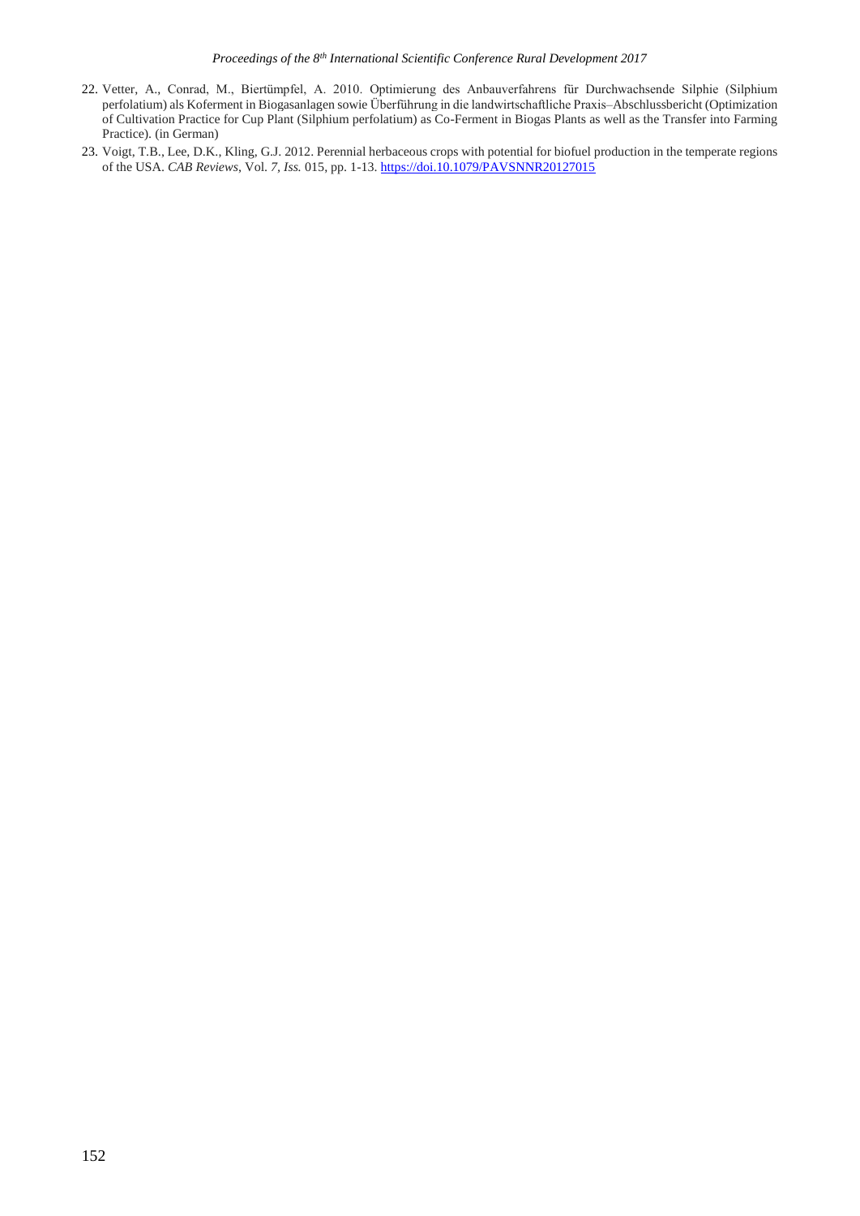22. Vetter, A., Conrad, M., Biertümpfel, A. 2010. Optimierung des Anbauverfahrens für Durchwachsende Silphie (Silphium perfolatium) als Koferment in Biogasanlagen sowie Überführung in die landwirtschaftliche Praxis–Abschlussbericht (Optimization of Cultivation Practice for Cup Plant (Silphium perfolatium) as Co-Ferment in Biogas Plants as well as the Transfer into Farming Practice). (in German)
23. Voigt, T.B., Lee, D.K., Kling, G.J. 2012. Perennial herbaceous crops with potential for biofuel production in the temperate regions of the USA. *CAB Reviews*, Vol. *7*, *Iss.* 015, pp. 1-13. https://doi.10.1079/PAVSNNR20127015